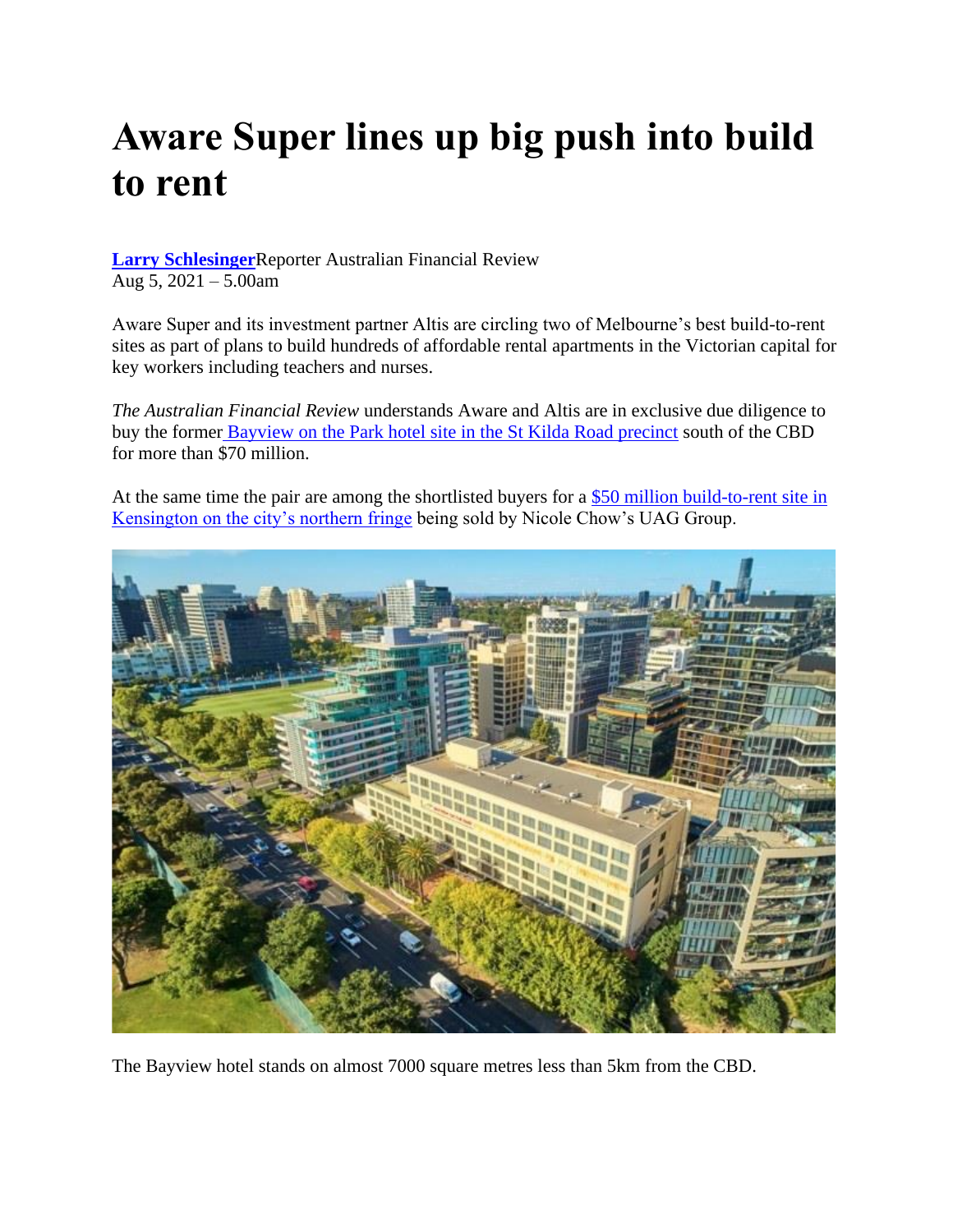# Aware Super lines up big push into build to rent

**Larry Schlesinger** Reporter Australian Financial Review
Aug 5, 2021 – 5.00am

Aware Super and its investment partner Altis are circling two of Melbourne's best build-to-rent sites as part of plans to build hundreds of affordable rental apartments in the Victorian capital for key workers including teachers and nurses.

*The Australian Financial Review* understands Aware and Altis are in exclusive due diligence to buy the former Bayview on the Park hotel site in the St Kilda Road precinct south of the CBD for more than $70 million.

At the same time the pair are among the shortlisted buyers for a $50 million build-to-rent site in Kensington on the city's northern fringe being sold by Nicole Chow's UAG Group.

The Bayview hotel stands on almost 7000 square metres less than 5km from the CBD.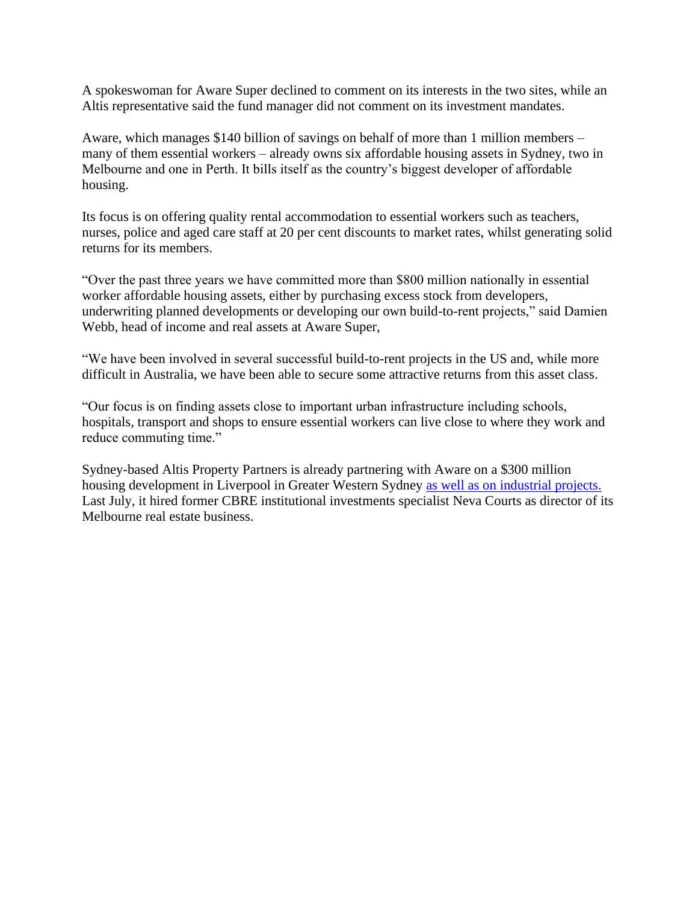A spokeswoman for Aware Super declined to comment on its interests in the two sites, while an Altis representative said the fund manager did not comment on its investment mandates.

Aware, which manages $140 billion of savings on behalf of more than 1 million members – many of them essential workers – already owns six affordable housing assets in Sydney, two in Melbourne and one in Perth. It bills itself as the country's biggest developer of affordable housing.

Its focus is on offering quality rental accommodation to essential workers such as teachers, nurses, police and aged care staff at 20 per cent discounts to market rates, whilst generating solid returns for its members.

"Over the past three years we have committed more than $800 million nationally in essential worker affordable housing assets, either by purchasing excess stock from developers, underwriting planned developments or developing our own build-to-rent projects," said Damien Webb, head of income and real assets at Aware Super,

"We have been involved in several successful build-to-rent projects in the US and, while more difficult in Australia, we have been able to secure some attractive returns from this asset class.

"Our focus is on finding assets close to important urban infrastructure including schools, hospitals, transport and shops to ensure essential workers can live close to where they work and reduce commuting time."

Sydney-based Altis Property Partners is already partnering with Aware on a $300 million housing development in Liverpool in Greater Western Sydney as well as on industrial projects. Last July, it hired former CBRE institutional investments specialist Neva Courts as director of its Melbourne real estate business.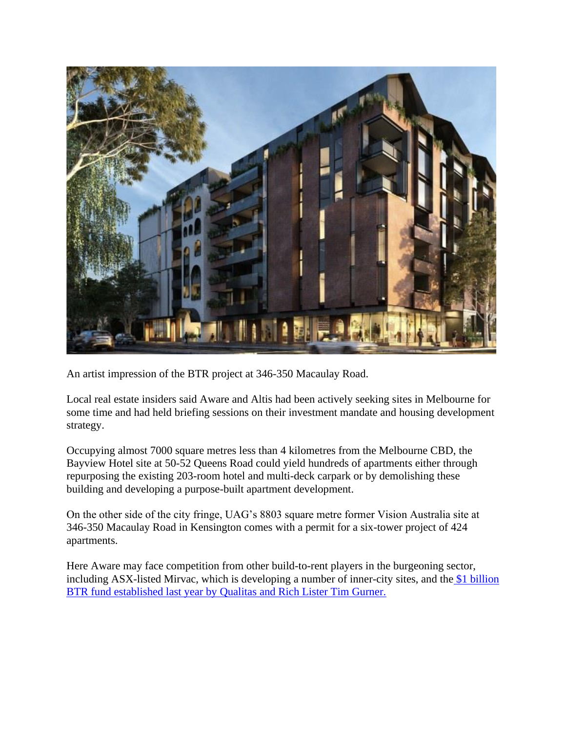An artist impression of the BTR project at 346-350 Macaulay Road.

Local real estate insiders said Aware and Altis had been actively seeking sites in Melbourne for some time and had held briefing sessions on their investment mandate and housing development strategy.

Occupying almost 7000 square metres less than 4 kilometres from the Melbourne CBD, the Bayview Hotel site at 50-52 Queens Road could yield hundreds of apartments either through repurposing the existing 203-room hotel and multi-deck carpark or by demolishing these building and developing a purpose-built apartment development.

On the other side of the city fringe, UAG's 8803 square metre former Vision Australia site at 346-350 Macaulay Road in Kensington comes with a permit for a six-tower project of 424 apartments.

Here Aware may face competition from other build-to-rent players in the burgeoning sector, including ASX-listed Mirvac, which is developing a number of inner-city sites, and the $1 billion BTR fund established last year by Qualitas and Rich Lister Tim Gurner.